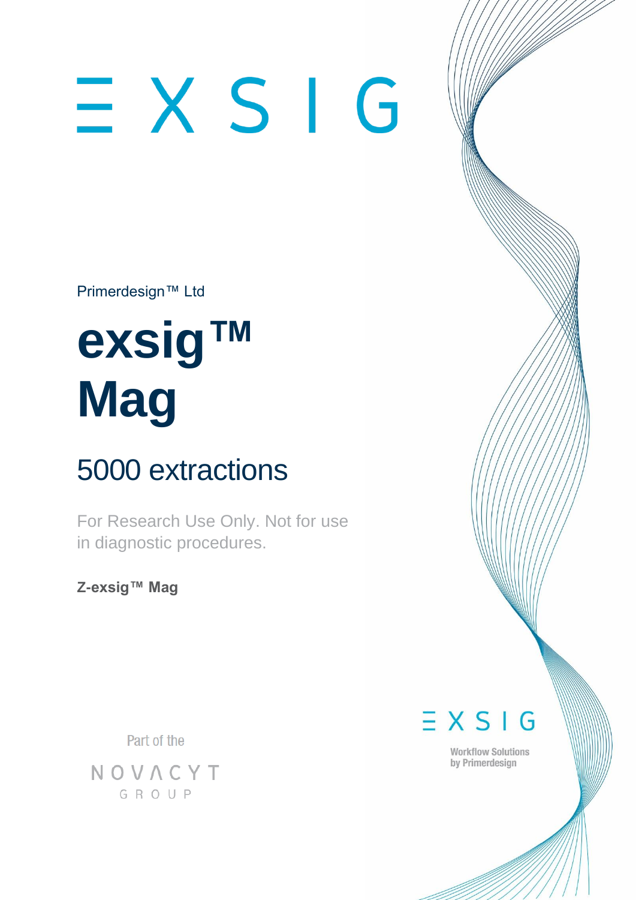# EXSIG

Primerdesign™ Ltd

# exsig™ Mag

## 5000 extractions

For Research Use Only. Not for use in diagnostic procedures.

**Z-exsig™ Mag**

Part of the NOVACYT GROUP

EXSIG

Workflow Solutions by Primerdesign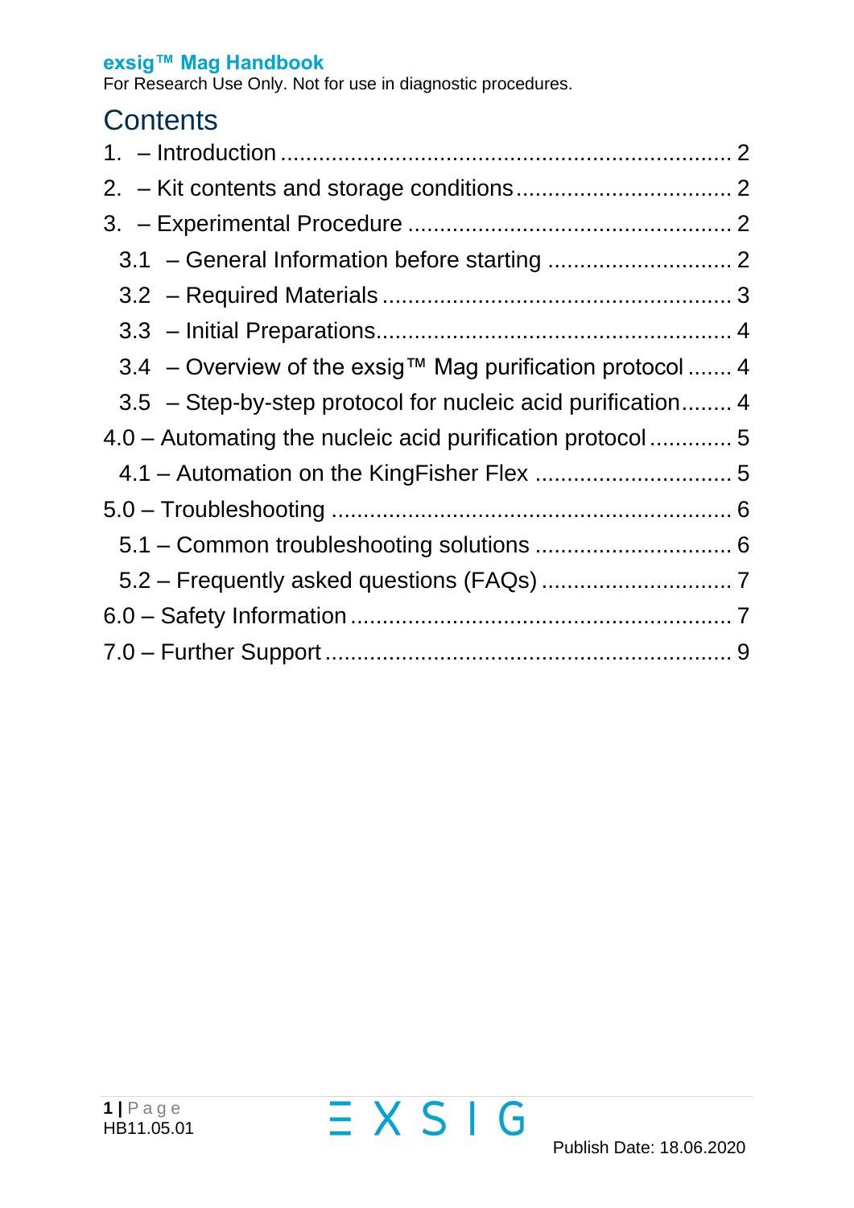# Contents

1. – Introduction ........................................................................ 2
2. – Kit contents and storage conditions .................................. 2
3. – Experimental Procedure .................................................... 2
   - 3.1 – General Information before starting ............................ 2
   - 3.2 – Required Materials ..................................................... 3
   - 3.3 – Initial Preparations...................................................... 4
   - 3.4 – Overview of the exsig™ Mag purification protocol ....... 4
   - 3.5 – Step-by-step protocol for nucleic acid purification........ 4

4.0 – Automating the nucleic acid purification protocol ............. 5
   - 4.1 – Automation on the KingFisher Flex ............................... 5

5.0 – Troubleshooting ............................................................... 6
   - 5.1 – Common troubleshooting solutions ............................... 6
   - 5.2 – Frequently asked questions (FAQs) .............................. 7

6.0 – Safety Information ........................................................... 7

7.0 – Further Support ............................................................... 9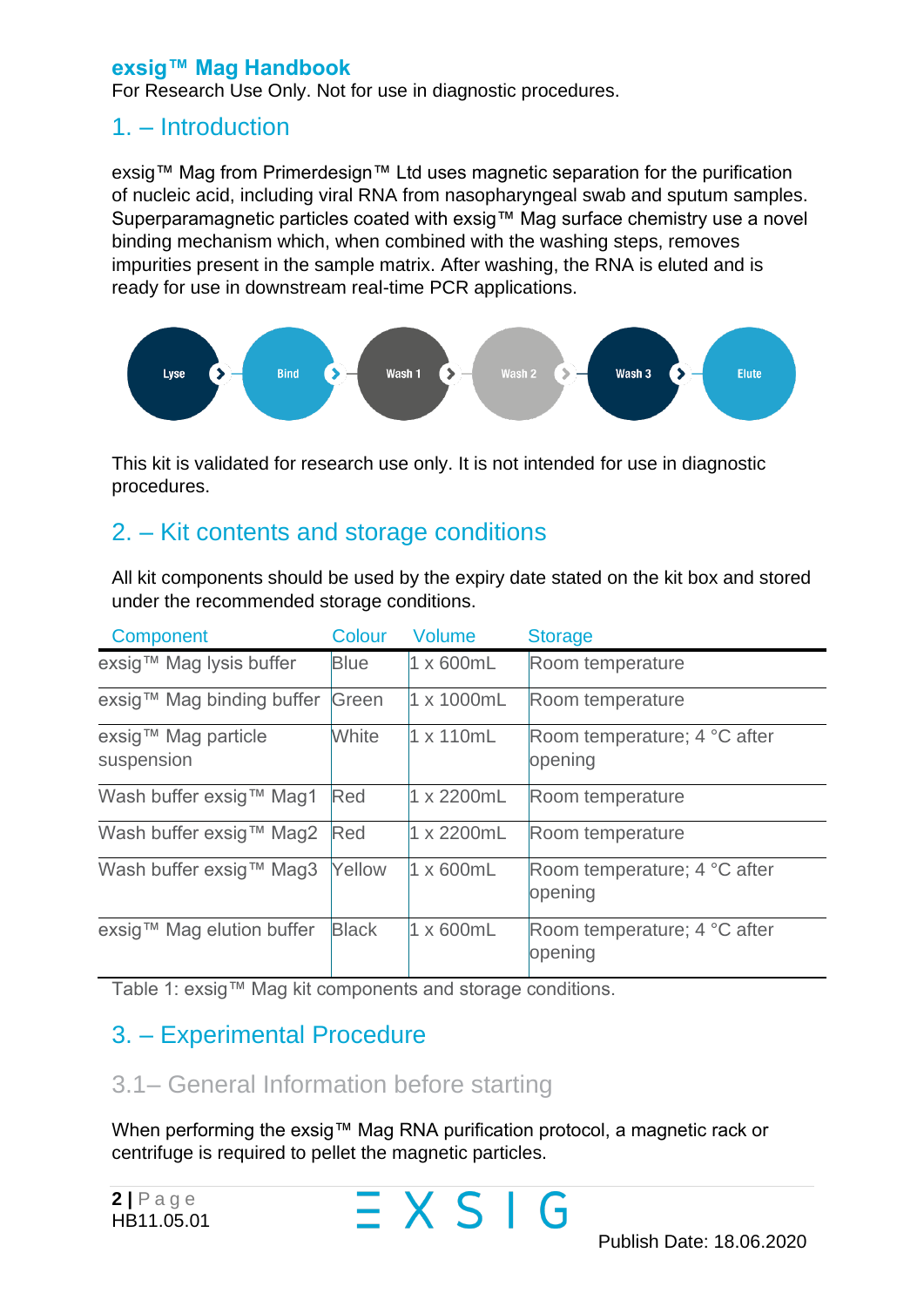# exsig™ Mag Handbook

For Research Use Only. Not for use in diagnostic procedures.

## 1. – Introduction

exsig™ Mag from Primerdesign™ Ltd uses magnetic separation for the purification of nucleic acid, including viral RNA from nasopharyngeal swab and sputum samples. Superparamagnetic particles coated with exsig™ Mag surface chemistry use a novel binding mechanism which, when combined with the washing steps, removes impurities present in the sample matrix. After washing, the RNA is eluted and is ready for use in downstream real-time PCR applications.

Lyse → Bind → Wash 1 → Wash 2 → Wash 3 → Elute

This kit is validated for research use only. It is not intended for use in diagnostic procedures.

## 2. – Kit contents and storage conditions

All kit components should be used by the expiry date stated on the kit box and stored under the recommended storage conditions.

| Component | Colour | Volume | Storage |
|---|---|---|---|
| exsig™ Mag lysis buffer | Blue | 1 x 600mL | Room temperature |
| exsig™ Mag binding buffer | Green | 1 x 1000mL | Room temperature |
| exsig™ Mag particle suspension | White | 1 x 110mL | Room temperature; 4 °C after opening |
| Wash buffer exsig™ Mag1 | Red | 1 x 2200mL | Room temperature |
| Wash buffer exsig™ Mag2 | Red | 1 x 2200mL | Room temperature |
| Wash buffer exsig™ Mag3 | Yellow | 1 x 600mL | Room temperature; 4 °C after opening |
| exsig™ Mag elution buffer | Black | 1 x 600mL | Room temperature; 4 °C after opening |

Table 1: exsig™ Mag kit components and storage conditions.

## 3. – Experimental Procedure

### 3.1– General Information before starting

When performing the exsig™ Mag RNA purification protocol, a magnetic rack or centrifuge is required to pellet the magnetic particles.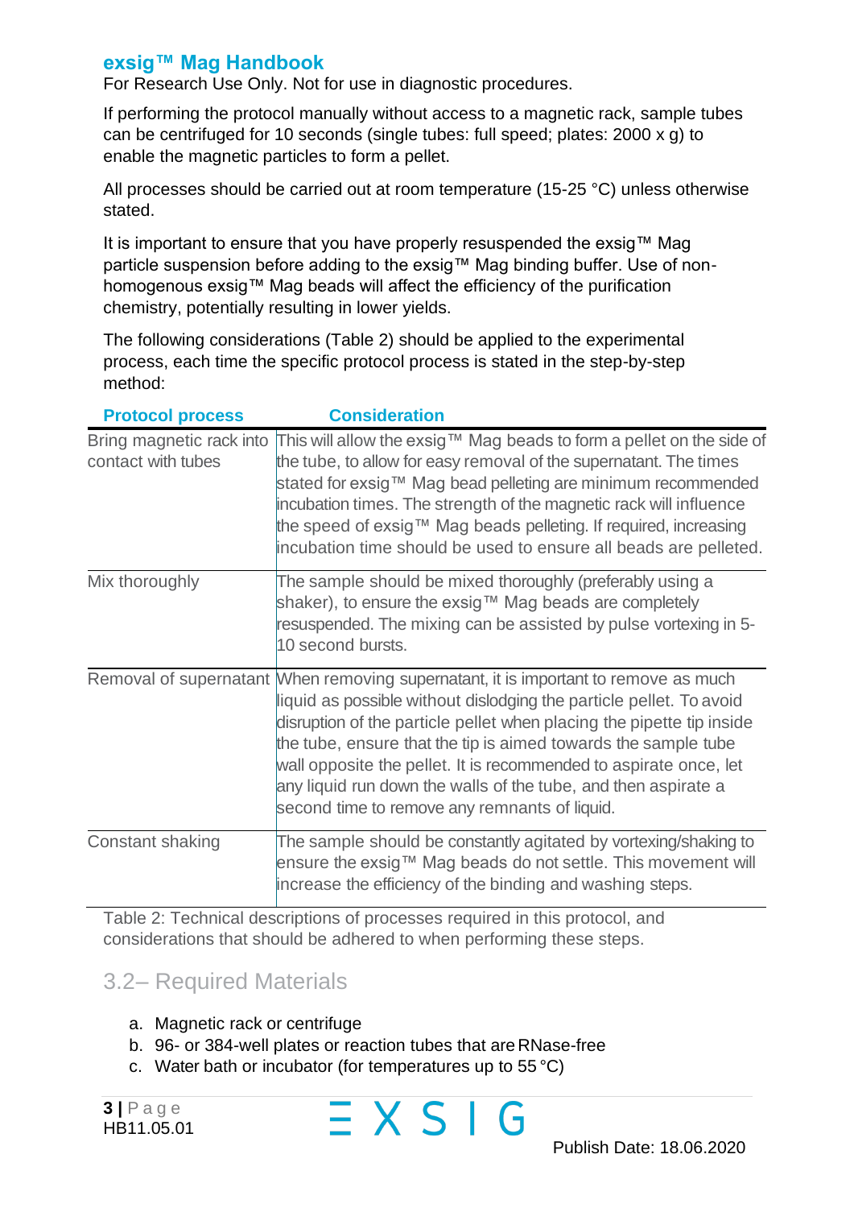**exsig™ Mag Handbook**

For Research Use Only. Not for use in diagnostic procedures.

If performing the protocol manually without access to a magnetic rack, sample tubes can be centrifuged for 10 seconds (single tubes: full speed; plates: 2000 x g) to enable the magnetic particles to form a pellet.

All processes should be carried out at room temperature (15-25 °C) unless otherwise stated.

It is important to ensure that you have properly resuspended the exsig™ Mag particle suspension before adding to the exsig™ Mag binding buffer. Use of non-homogenous exsig™ Mag beads will affect the efficiency of the purification chemistry, potentially resulting in lower yields.

The following considerations (Table 2) should be applied to the experimental process, each time the specific protocol process is stated in the step-by-step method:

| Protocol process | Consideration |
|---|---|
| Bring magnetic rack into contact with tubes | This will allow the exsig™ Mag beads to form a pellet on the side of the tube, to allow for easy removal of the supernatant. The times stated for exsig™ Mag bead pelleting are minimum recommended incubation times. The strength of the magnetic rack will influence the speed of exsig™ Mag beads pelleting. If required, increasing incubation time should be used to ensure all beads are pelleted. |
| Mix thoroughly | The sample should be mixed thoroughly (preferably using a shaker), to ensure the exsig™ Mag beads are completely resuspended. The mixing can be assisted by pulse vortexing in 5-10 second bursts. |
| Removal of supernatant | When removing supernatant, it is important to remove as much liquid as possible without dislodging the particle pellet. To avoid disruption of the particle pellet when placing the pipette tip inside the tube, ensure that the tip is aimed towards the sample tube wall opposite the pellet. It is recommended to aspirate once, let any liquid run down the walls of the tube, and then aspirate a second time to remove any remnants of liquid. |
| Constant shaking | The sample should be constantly agitated by vortexing/shaking to ensure the exsig™ Mag beads do not settle. This movement will increase the efficiency of the binding and washing steps. |

Table 2: Technical descriptions of processes required in this protocol, and considerations that should be adhered to when performing these steps.

## 3.2– Required Materials

a. Magnetic rack or centrifuge
b. 96- or 384-well plates or reaction tubes that are RNase-free
c. Water bath or incubator (for temperatures up to 55 °C)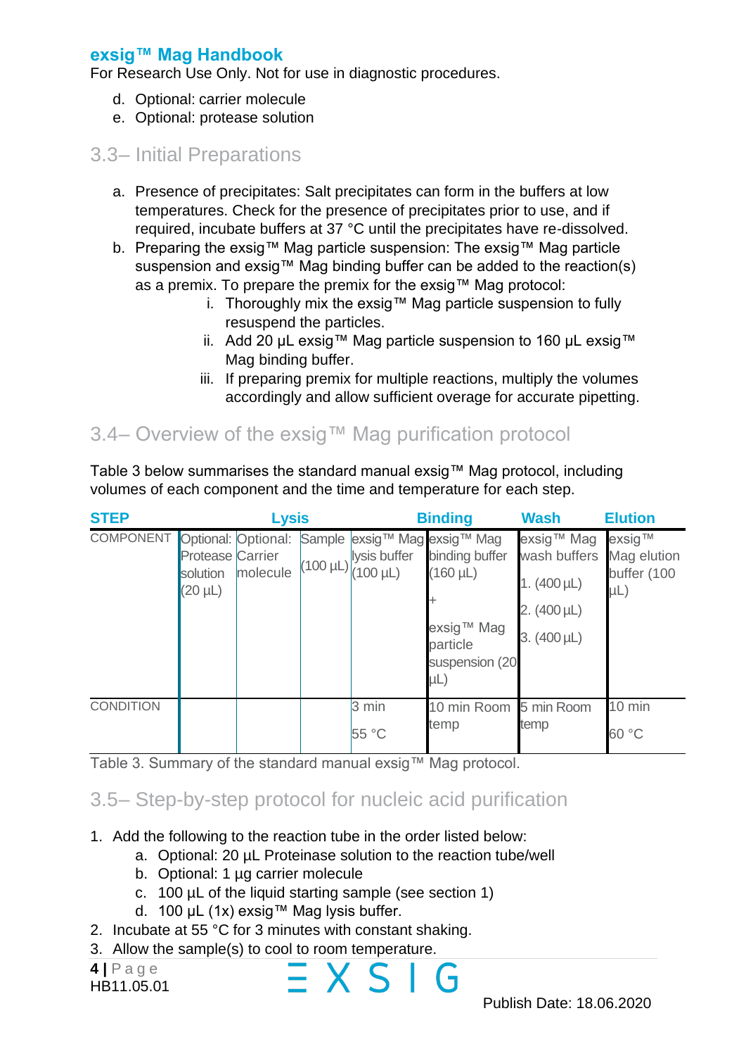d. Optional: carrier molecule
e. Optional: protease solution

## 3.3– Initial Preparations

a. Presence of precipitates: Salt precipitates can form in the buffers at low temperatures. Check for the presence of precipitates prior to use, and if required, incubate buffers at 37 °C until the precipitates have re-dissolved.
b. Preparing the exsig™ Mag particle suspension: The exsig™ Mag particle suspension and exsig™ Mag binding buffer can be added to the reaction(s) as a premix. To prepare the premix for the exsig™ Mag protocol:
    i. Thoroughly mix the exsig™ Mag particle suspension to fully resuspend the particles.
    ii. Add 20 µL exsig™ Mag particle suspension to 160 µL exsig™ Mag binding buffer.
    iii. If preparing premix for multiple reactions, multiply the volumes accordingly and allow sufficient overage for accurate pipetting.

## 3.4– Overview of the exsig™ Mag purification protocol

Table 3 below summarises the standard manual exsig™ Mag protocol, including volumes of each component and the time and temperature for each step.

| STEP | Lysis | | | | Binding | Wash | Elution |
|---|---|---|---|---|---|---|---|
| COMPONENT | Optional: Protease solution (20 µL) | Optional: Carrier molecule | Sample (100 µL) | exsig™ Mag lysis buffer (100 µL) | exsig™ Mag binding buffer (160 µL) + exsig™ Mag particle suspension (20 µL) | exsig™ Mag wash buffers 1. (400 µL) 2. (400 µL) 3. (400 µL) | exsig™ Mag elution buffer (100 µL) |
| CONDITION | | | | 3 min 55 °C | 10 min Room temp | 5 min Room temp | 10 min 60 °C |

Table 3. Summary of the standard manual exsig™ Mag protocol.

## 3.5– Step-by-step protocol for nucleic acid purification

1. Add the following to the reaction tube in the order listed below:
    a. Optional: 20 µL Proteinase solution to the reaction tube/well
    b. Optional: 1 µg carrier molecule
    c. 100 µL of the liquid starting sample (see section 1)
    d. 100 µL (1x) exsig™ Mag lysis buffer.
2. Incubate at 55 °C for 3 minutes with constant shaking.
3. Allow the sample(s) to cool to room temperature.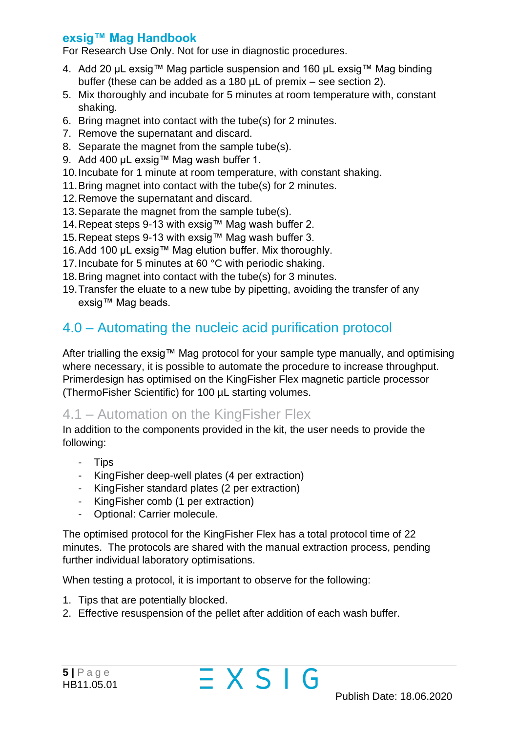4. Add 20 µL exsig™ Mag particle suspension and 160 µL exsig™ Mag binding buffer (these can be added as a 180 µL of premix – see section 2).
5. Mix thoroughly and incubate for 5 minutes at room temperature with, constant shaking.
6. Bring magnet into contact with the tube(s) for 2 minutes.
7. Remove the supernatant and discard.
8. Separate the magnet from the sample tube(s).
9. Add 400 µL exsig™ Mag wash buffer 1.
10. Incubate for 1 minute at room temperature, with constant shaking.
11. Bring magnet into contact with the tube(s) for 2 minutes.
12. Remove the supernatant and discard.
13. Separate the magnet from the sample tube(s).
14. Repeat steps 9-13 with exsig™ Mag wash buffer 2.
15. Repeat steps 9-13 with exsig™ Mag wash buffer 3.
16. Add 100 µL exsig™ Mag elution buffer. Mix thoroughly.
17. Incubate for 5 minutes at 60 °C with periodic shaking.
18. Bring magnet into contact with the tube(s) for 3 minutes.
19. Transfer the eluate to a new tube by pipetting, avoiding the transfer of any exsig™ Mag beads.

## 4.0 – Automating the nucleic acid purification protocol

After trialling the exsig™ Mag protocol for your sample type manually, and optimising where necessary, it is possible to automate the procedure to increase throughput. Primerdesign has optimised on the KingFisher Flex magnetic particle processor (ThermoFisher Scientific) for 100 µL starting volumes.

### 4.1 – Automation on the KingFisher Flex

In addition to the components provided in the kit, the user needs to provide the following:

- Tips
- KingFisher deep-well plates (4 per extraction)
- KingFisher standard plates (2 per extraction)
- KingFisher comb (1 per extraction)
- Optional: Carrier molecule.

The optimised protocol for the KingFisher Flex has a total protocol time of 22 minutes. The protocols are shared with the manual extraction process, pending further individual laboratory optimisations.

When testing a protocol, it is important to observe for the following:

1. Tips that are potentially blocked.
2. Effective resuspension of the pellet after addition of each wash buffer.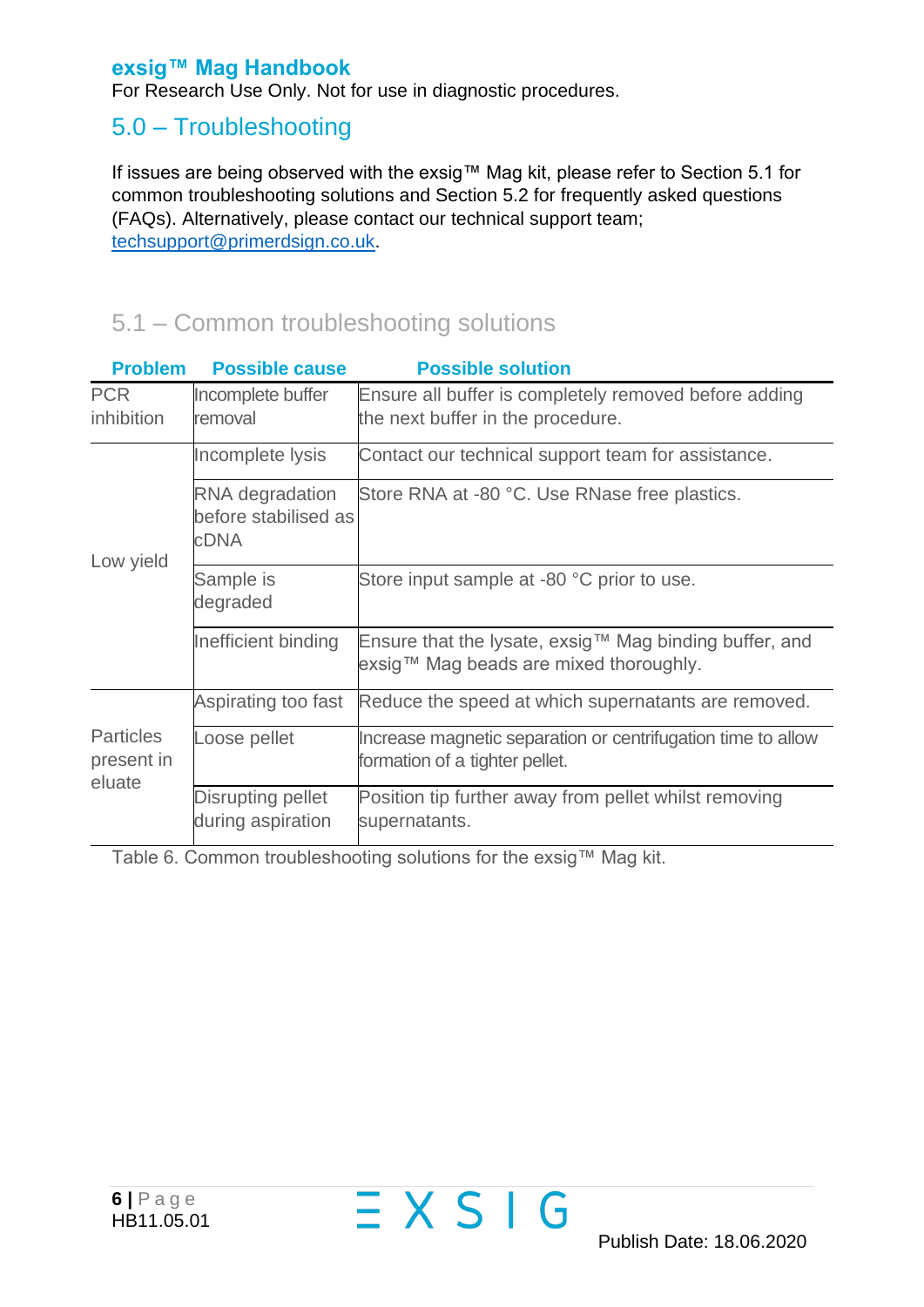## 5.0 – Troubleshooting

If issues are being observed with the exsig™ Mag kit, please refer to Section 5.1 for common troubleshooting solutions and Section 5.2 for frequently asked questions (FAQs). Alternatively, please contact our technical support team; techsupport@primerdsign.co.uk.

### 5.1 – Common troubleshooting solutions

| Problem | Possible cause | Possible solution |
| --- | --- | --- |
| PCR inhibition | Incomplete buffer removal | Ensure all buffer is completely removed before adding the next buffer in the procedure. |
| Low yield | Incomplete lysis | Contact our technical support team for assistance. |
| | RNA degradation before stabilised as cDNA | Store RNA at -80 °C. Use RNase free plastics. |
| | Sample is degraded | Store input sample at -80 °C prior to use. |
| | Inefficient binding | Ensure that the lysate, exsig™ Mag binding buffer, and exsig™ Mag beads are mixed thoroughly. |
| Particles present in eluate | Aspirating too fast | Reduce the speed at which supernatants are removed. |
| | Loose pellet | Increase magnetic separation or centrifugation time to allow formation of a tighter pellet. |
| | Disrupting pellet during aspiration | Position tip further away from pellet whilst removing supernatants. |

Table 6. Common troubleshooting solutions for the exsig™ Mag kit.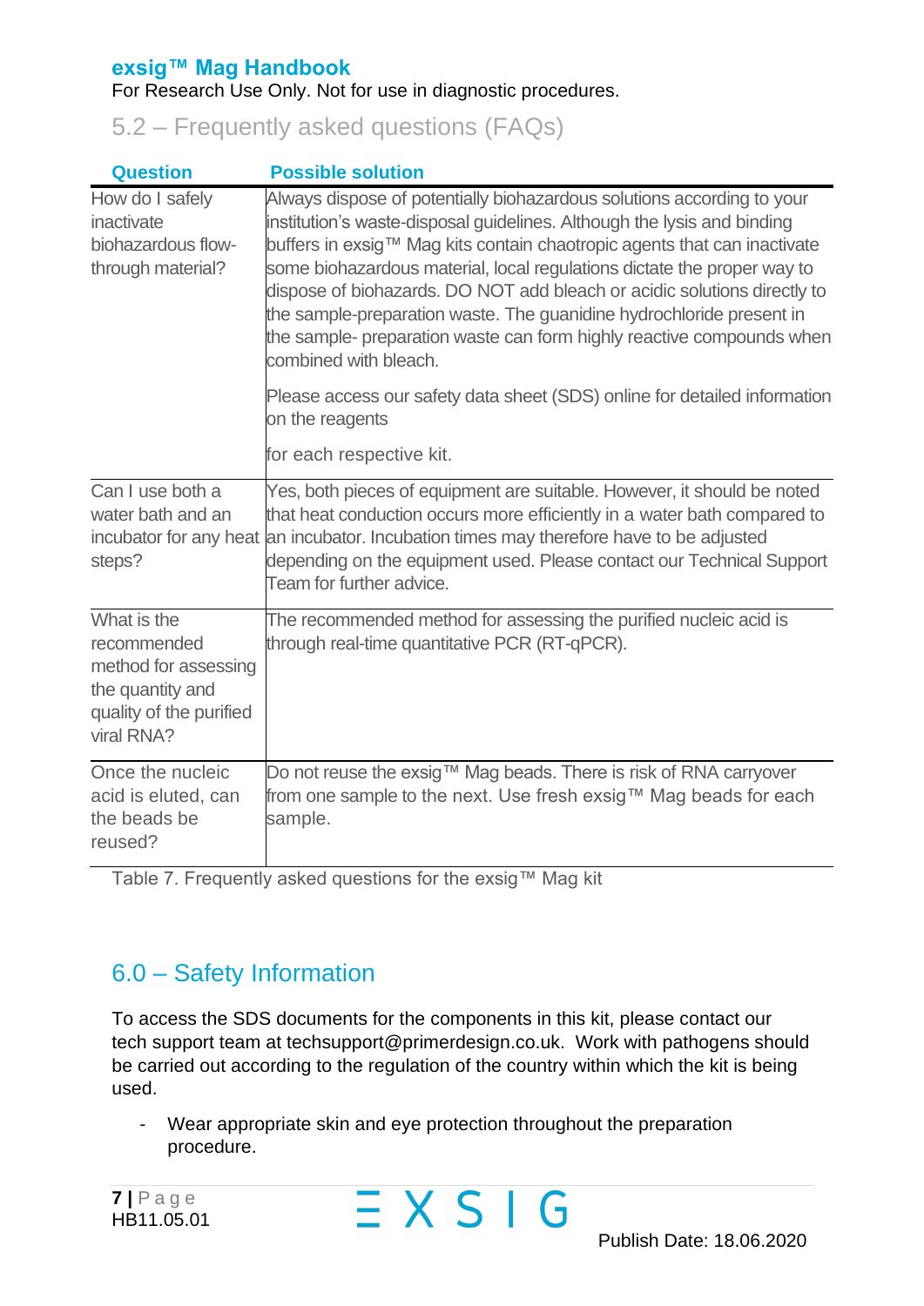## 5.2 – Frequently asked questions (FAQs)

| Question | Possible solution |
|---|---|
| How do I safely inactivate biohazardous flow-through material? | Always dispose of potentially biohazardous solutions according to your institution's waste-disposal guidelines. Although the lysis and binding buffers in exsig™ Mag kits contain chaotropic agents that can inactivate some biohazardous material, local regulations dictate the proper way to dispose of biohazards. DO NOT add bleach or acidic solutions directly to the sample-preparation waste. The guanidine hydrochloride present in the sample- preparation waste can form highly reactive compounds when combined with bleach.<br><br>Please access our safety data sheet (SDS) online for detailed information on the reagents<br><br>for each respective kit. |
| Can I use both a water bath and an incubator for any heat steps? | Yes, both pieces of equipment are suitable. However, it should be noted that heat conduction occurs more efficiently in a water bath compared to an incubator. Incubation times may therefore have to be adjusted depending on the equipment used. Please contact our Technical Support Team for further advice. |
| What is the recommended method for assessing the quantity and quality of the purified viral RNA? | The recommended method for assessing the purified nucleic acid is through real-time quantitative PCR (RT-qPCR). |
| Once the nucleic acid is eluted, can the beads be reused? | Do not reuse the exsig™ Mag beads. There is risk of RNA carryover from one sample to the next. Use fresh exsig™ Mag beads for each sample. |

Table 7. Frequently asked questions for the exsig™ Mag kit

## 6.0 – Safety Information

To access the SDS documents for the components in this kit, please contact our tech support team at techsupport@primerdesign.co.uk. Work with pathogens should be carried out according to the regulation of the country within which the kit is being used.

- Wear appropriate skin and eye protection throughout the preparation procedure.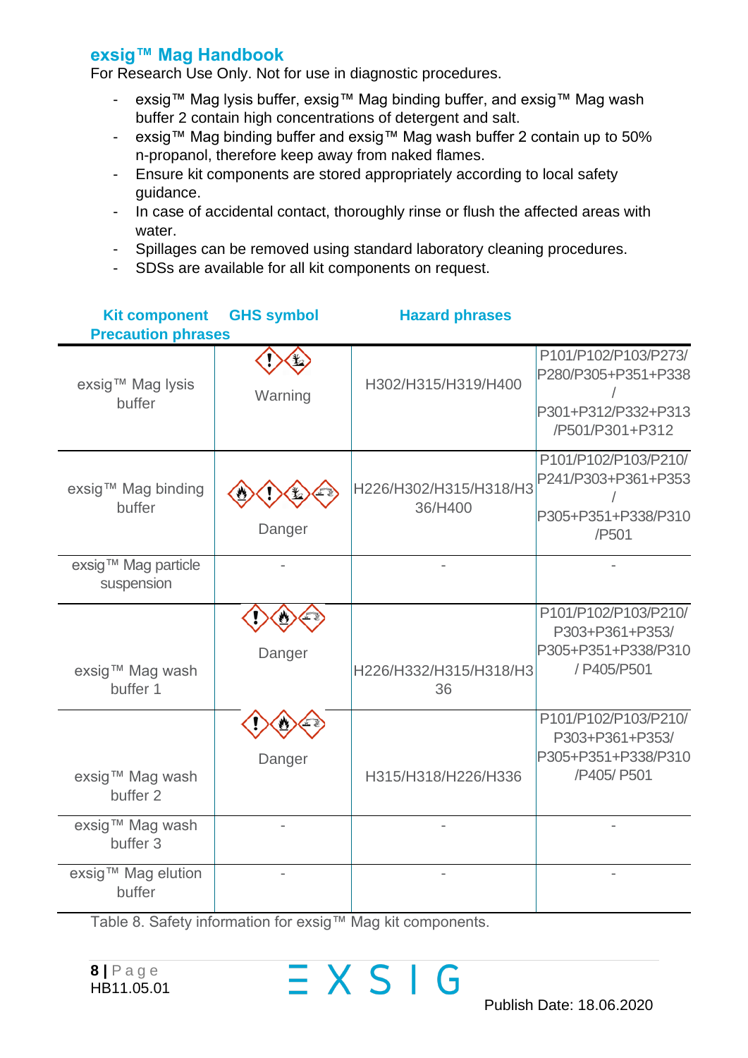## exsig™ Mag Handbook

For Research Use Only. Not for use in diagnostic procedures.

- exsig™ Mag lysis buffer, exsig™ Mag binding buffer, and exsig™ Mag wash buffer 2 contain high concentrations of detergent and salt.
- exsig™ Mag binding buffer and exsig™ Mag wash buffer 2 contain up to 50% n-propanol, therefore keep away from naked flames.
- Ensure kit components are stored appropriately according to local safety guidance.
- In case of accidental contact, thoroughly rinse or flush the affected areas with water.
- Spillages can be removed using standard laboratory cleaning procedures.
- SDSs are available for all kit components on request.

| Kit component | GHS symbol | Hazard phrases | Precaution phrases |
|---|---|---|---|
| exsig™ Mag lysis buffer | Warning | H302/H315/H319/H400 | P101/P102/P103/P273/ P280/P305+P351+P338 / P301+P312/P332+P313 /P501/P301+P312 |
| exsig™ Mag binding buffer | Danger | H226/H302/H315/H318/H336/H400 | P101/P102/P103/P210/ P241/P303+P361+P353 / P305+P351+P338/P310 /P501 |
| exsig™ Mag particle suspension | - | - | - |
| exsig™ Mag wash buffer 1 | Danger | H226/H332/H315/H318/H336 | P101/P102/P103/P210/ P303+P361+P353/ P305+P351+P338/P310 / P405/P501 |
| exsig™ Mag wash buffer 2 | Danger | H315/H318/H226/H336 | P101/P102/P103/P210/ P303+P361+P353/ P305+P351+P338/P310 /P405/ P501 |
| exsig™ Mag wash buffer 3 | - | - | - |
| exsig™ Mag elution buffer | - | - | - |

Table 8. Safety information for exsig™ Mag kit components.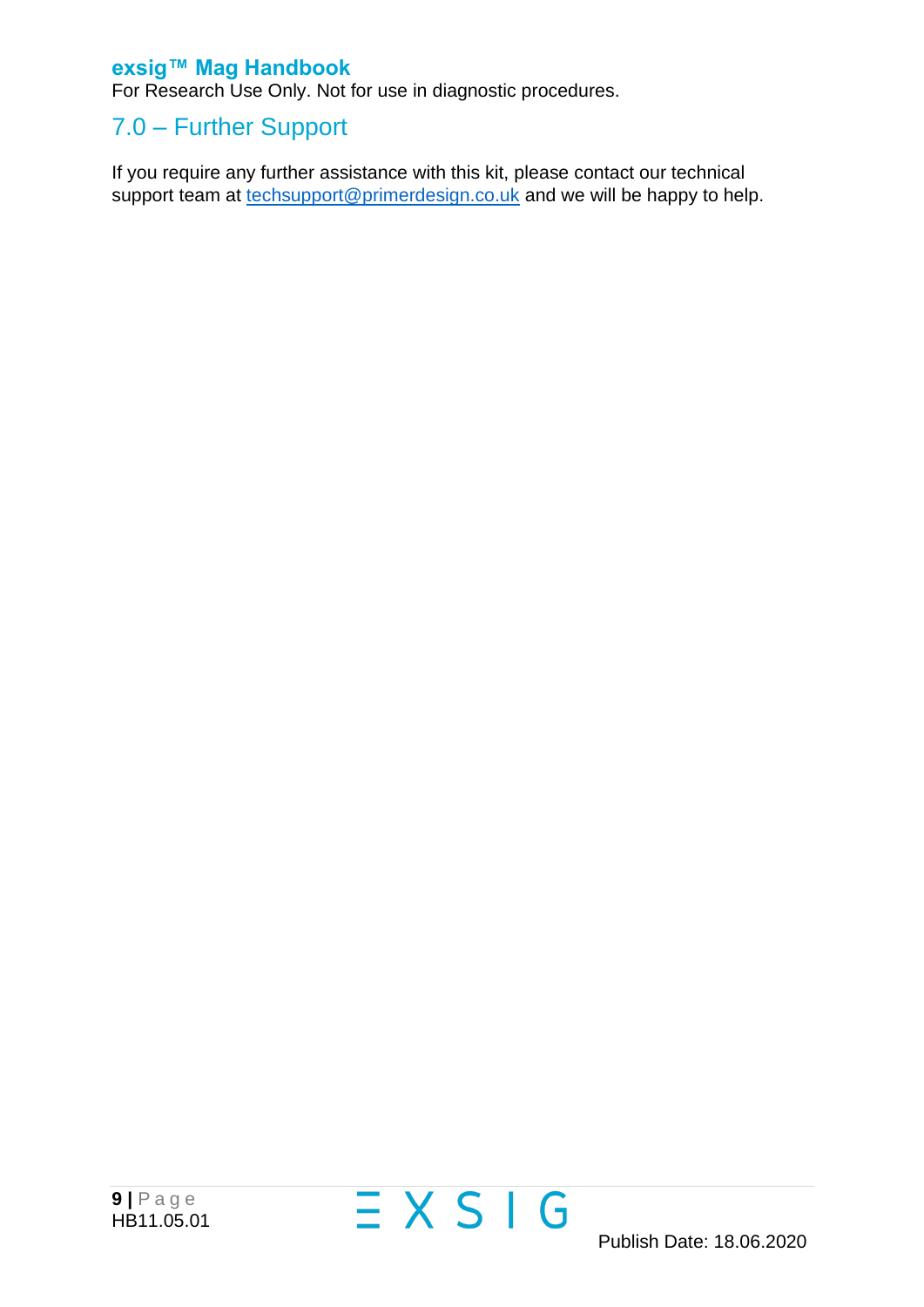## 7.0 – Further Support

If you require any further assistance with this kit, please contact our technical support team at techsupport@primerdesign.co.uk and we will be happy to help.